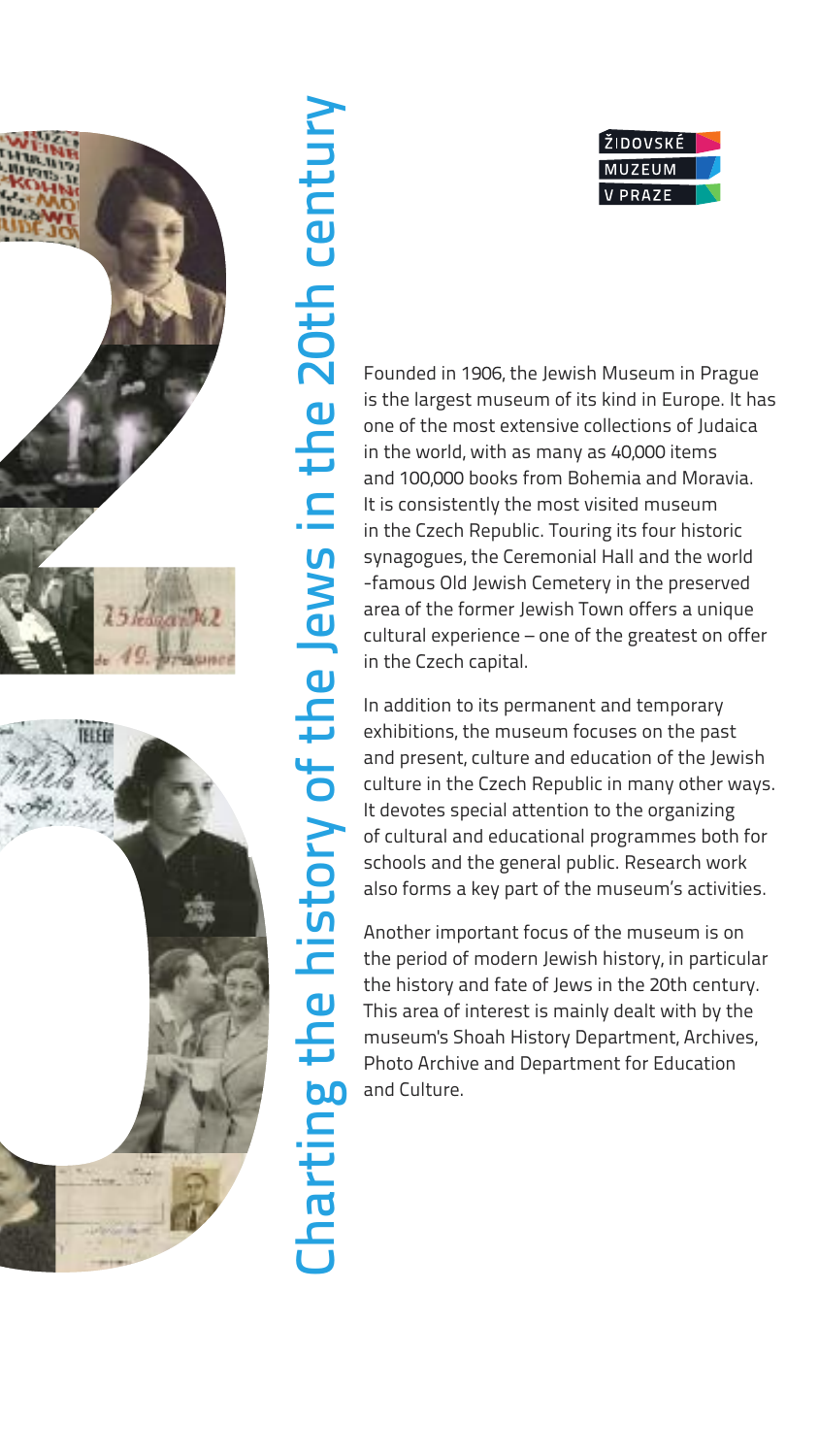# Charting the history of the Jews in the 20th century

ŽIDOVSKÉ
MUZEUM
V PRAZE

Founded in 1906, the Jewish Museum in Prague is the largest museum of its kind in Europe. It has one of the most extensive collections of Judaica in the world, with as many as 40,000 items and 100,000 books from Bohemia and Moravia. It is consistently the most visited museum in the Czech Republic. Touring its four historic synagogues, the Ceremonial Hall and the world -famous Old Jewish Cemetery in the preserved area of the former Jewish Town offers a unique cultural experience – one of the greatest on offer in the Czech capital.

In addition to its permanent and temporary exhibitions, the museum focuses on the past and present, culture and education of the Jewish culture in the Czech Republic in many other ways. It devotes special attention to the organizing of cultural and educational programmes both for schools and the general public. Research work also forms a key part of the museum's activities.

Another important focus of the museum is on the period of modern Jewish history, in particular the history and fate of Jews in the 20th century. This area of interest is mainly dealt with by the museum's Shoah History Department, Archives, Photo Archive and Department for Education and Culture.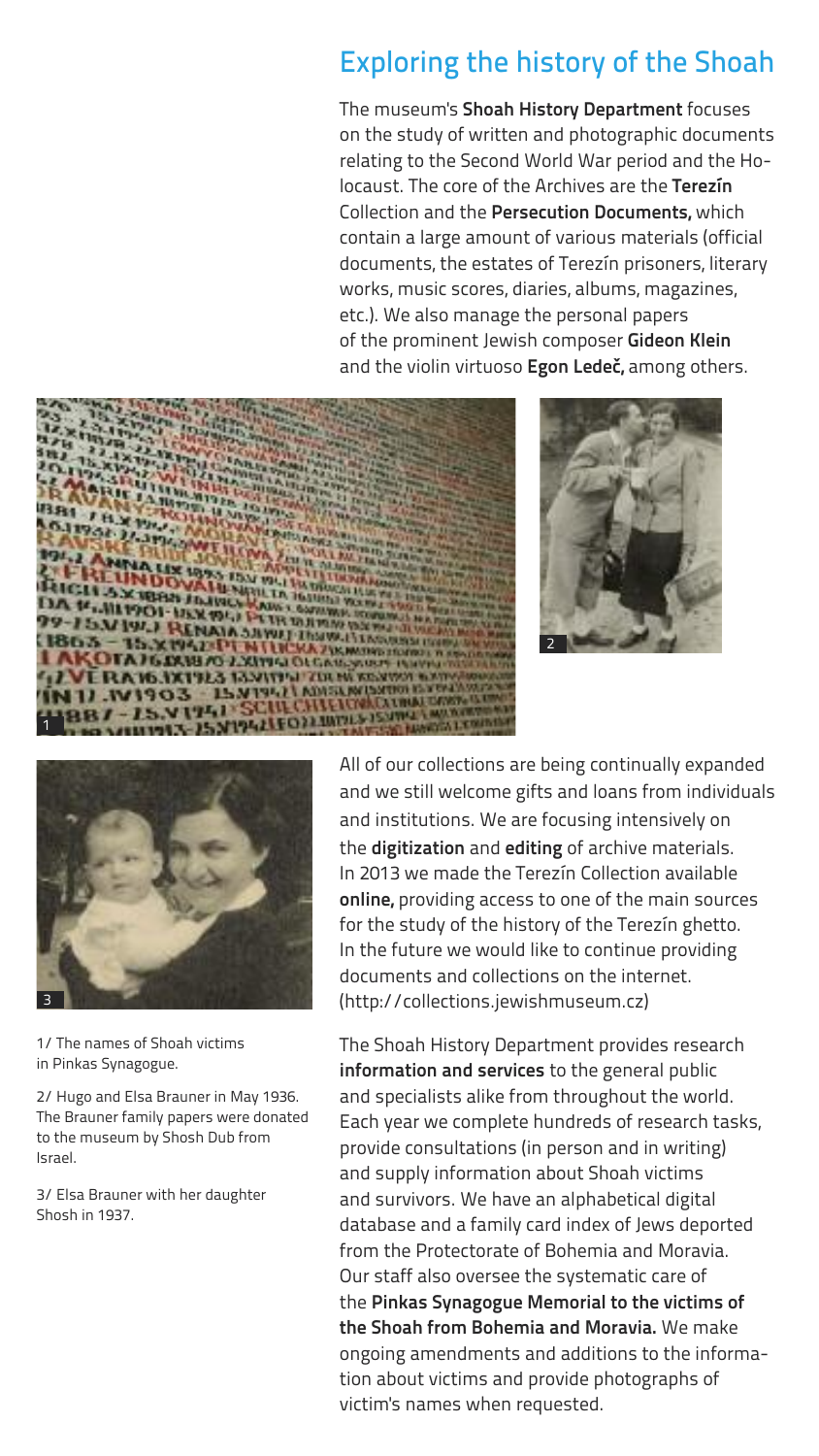## Exploring the history of the Shoah

The museum's **Shoah History Department** focuses on the study of written and photographic documents relating to the Second World War period and the Holocaust. The core of the Archives are the **Terezín** Collection and the **Persecution Documents,** which contain a large amount of various materials (official documents, the estates of Terezín prisoners, literary works, music scores, diaries, albums, magazines, etc.). We also manage the personal papers of the prominent Jewish composer **Gideon Klein** and the violin virtuoso **Egon Ledeč,** among others.

1/ The names of Shoah victims in Pinkas Synagogue.

2/ Hugo and Elsa Brauner in May 1936. The Brauner family papers were donated to the museum by Shosh Dub from Israel.

3/ Elsa Brauner with her daughter Shosh in 1937.

All of our collections are being continually expanded and we still welcome gifts and loans from individuals and institutions. We are focusing intensively on the **digitization** and **editing** of archive materials. In 2013 we made the Terezín Collection available **online,** providing access to one of the main sources for the study of the history of the Terezín ghetto. In the future we would like to continue providing documents and collections on the internet. (http://collections.jewishmuseum.cz)

The Shoah History Department provides research **information and services** to the general public and specialists alike from throughout the world. Each year we complete hundreds of research tasks, provide consultations (in person and in writing) and supply information about Shoah victims and survivors. We have an alphabetical digital database and a family card index of Jews deported from the Protectorate of Bohemia and Moravia. Our staff also oversee the systematic care of the **Pinkas Synagogue Memorial to the victims of the Shoah from Bohemia and Moravia.** We make ongoing amendments and additions to the information about victims and provide photographs of victim's names when requested.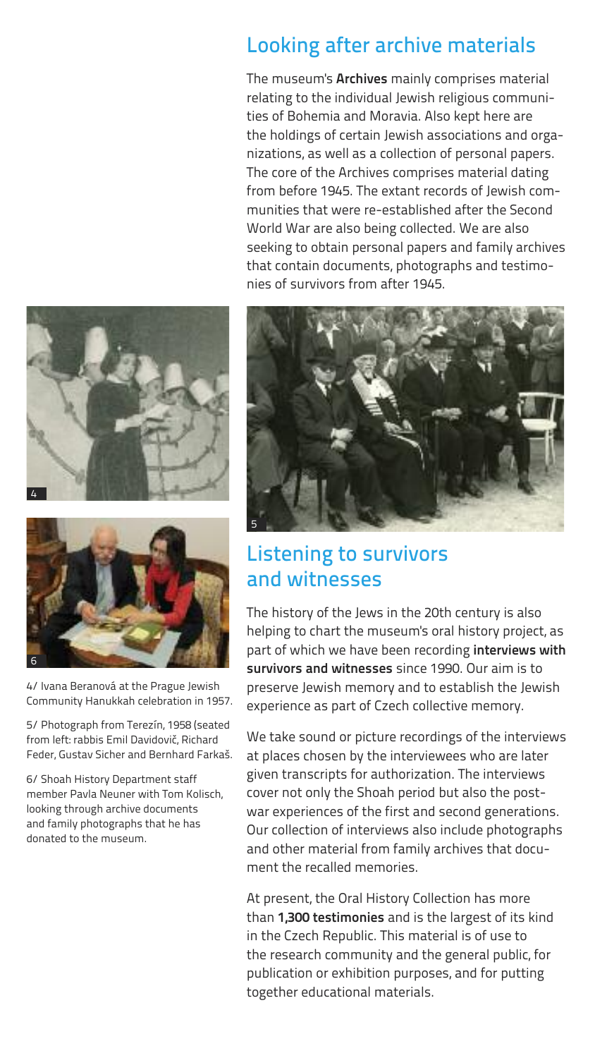## Looking after archive materials

The museum's **Archives** mainly comprises material relating to the individual Jewish religious communities of Bohemia and Moravia. Also kept here are the holdings of certain Jewish associations and organizations, as well as a collection of personal papers. The core of the Archives comprises material dating from before 1945. The extant records of Jewish communities that were re-established after the Second World War are also being collected. We are also seeking to obtain personal papers and family archives that contain documents, photographs and testimonies of survivors from after 1945.

4/ Ivana Beranová at the Prague Jewish Community Hanukkah celebration in 1957.

5/ Photograph from Terezín, 1958 (seated from left: rabbis Emil Davidovič, Richard Feder, Gustav Sicher and Bernhard Farkaš.

6/ Shoah History Department staff member Pavla Neuner with Tom Kolisch, looking through archive documents and family photographs that he has donated to the museum.

## Listening to survivors and witnesses

The history of the Jews in the 20th century is also helping to chart the museum's oral history project, as part of which we have been recording **interviews with survivors and witnesses** since 1990. Our aim is to preserve Jewish memory and to establish the Jewish experience as part of Czech collective memory.

We take sound or picture recordings of the interviews at places chosen by the interviewees who are later given transcripts for authorization. The interviews cover not only the Shoah period but also the post-war experiences of the first and second generations. Our collection of interviews also include photographs and other material from family archives that document the recalled memories.

At present, the Oral History Collection has more than **1,300 testimonies** and is the largest of its kind in the Czech Republic. This material is of use to the research community and the general public, for publication or exhibition purposes, and for putting together educational materials.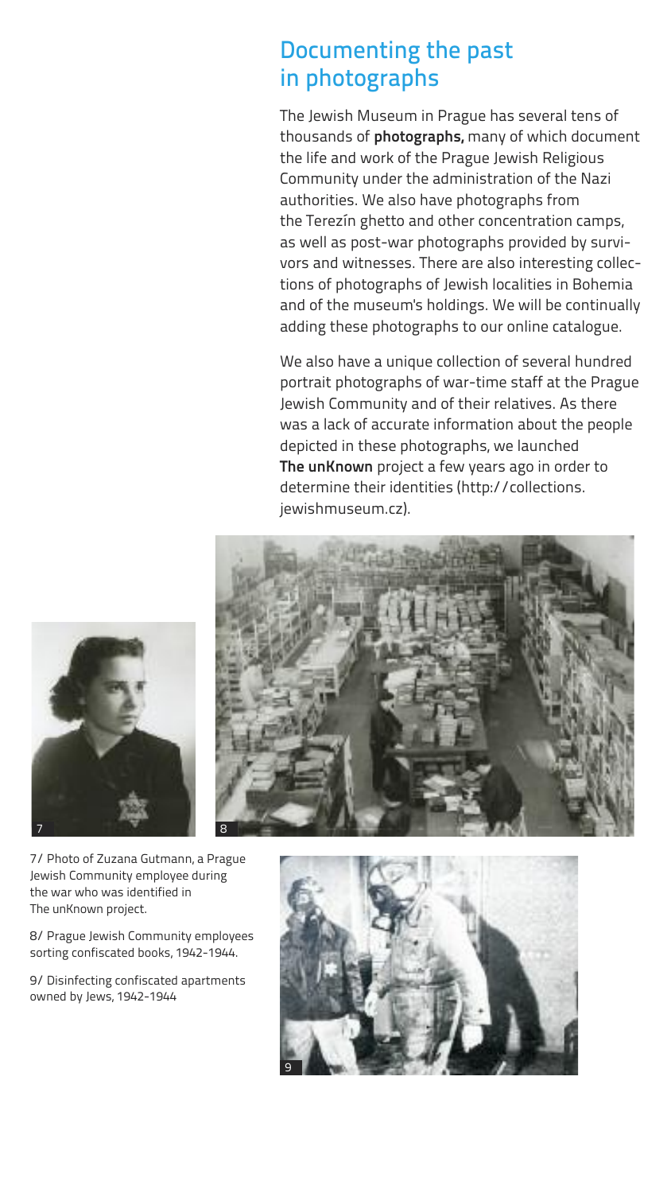## Documenting the past in photographs

The Jewish Museum in Prague has several tens of thousands of **photographs,** many of which document the life and work of the Prague Jewish Religious Community under the administration of the Nazi authorities. We also have photographs from the Terezín ghetto and other concentration camps, as well as post-war photographs provided by survivors and witnesses. There are also interesting collections of photographs of Jewish localities in Bohemia and of the museum's holdings. We will be continually adding these photographs to our online catalogue.

We also have a unique collection of several hundred portrait photographs of war-time staff at the Prague Jewish Community and of their relatives. As there was a lack of accurate information about the people depicted in these photographs, we launched **The unKnown** project a few years ago in order to determine their identities (http://collections.jewishmuseum.cz).

7/ Photo of Zuzana Gutmann, a Prague Jewish Community employee during the war who was identified in The unKnown project.

8/ Prague Jewish Community employees sorting confiscated books, 1942-1944.

9/ Disinfecting confiscated apartments owned by Jews, 1942-1944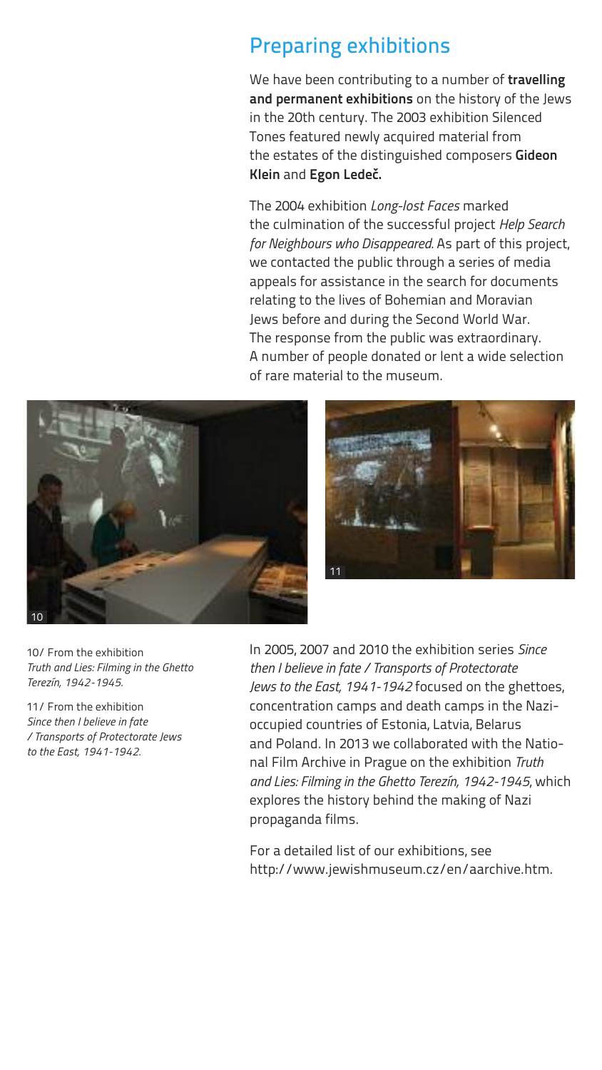## Preparing exhibitions

We have been contributing to a number of **travelling and permanent exhibitions** on the history of the Jews in the 20th century. The 2003 exhibition Silenced Tones featured newly acquired material from the estates of the distinguished composers **Gideon Klein** and **Egon Ledeč.**

The 2004 exhibition *Long-lost Faces* marked the culmination of the successful project *Help Search for Neighbours who Disappeared.* As part of this project, we contacted the public through a series of media appeals for assistance in the search for documents relating to the lives of Bohemian and Moravian Jews before and during the Second World War. The response from the public was extraordinary. A number of people donated or lent a wide selection of rare material to the museum.

10/ From the exhibition *Truth and Lies: Filming in the Ghetto Terezín, 1942-1945.*

11/ From the exhibition *Since then I believe in fate / Transports of Protectorate Jews to the East, 1941-1942.*

In 2005, 2007 and 2010 the exhibition series *Since then I believe in fate / Transports of Protectorate Jews to the East, 1941-1942* focused on the ghettoes, concentration camps and death camps in the Nazi-occupied countries of Estonia, Latvia, Belarus and Poland. In 2013 we collaborated with the National Film Archive in Prague on the exhibition *Truth and Lies: Filming in the Ghetto Terezín, 1942-1945*, which explores the history behind the making of Nazi propaganda films.

For a detailed list of our exhibitions, see http://www.jewishmuseum.cz/en/aarchive.htm.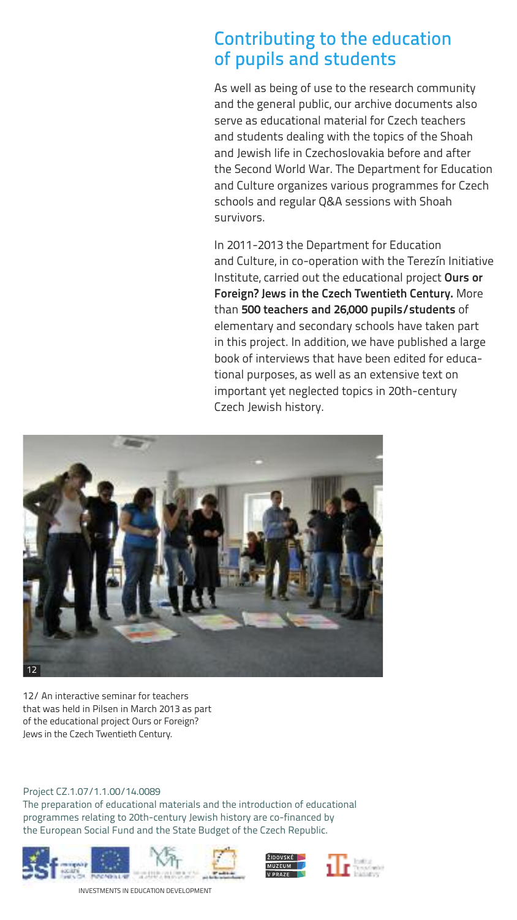## Contributing to the education of pupils and students

As well as being of use to the research community and the general public, our archive documents also serve as educational material for Czech teachers and students dealing with the topics of the Shoah and Jewish life in Czechoslovakia before and after the Second World War. The Department for Education and Culture organizes various programmes for Czech schools and regular Q&A sessions with Shoah survivors.

In 2011-2013 the Department for Education and Culture, in co-operation with the Terezín Initiative Institute, carried out the educational project **Ours or Foreign? Jews in the Czech Twentieth Century.** More than **500 teachers and 26,000 pupils/students** of elementary and secondary schools have taken part in this project. In addition, we have published a large book of interviews that have been edited for educational purposes, as well as an extensive text on important yet neglected topics in 20th-century Czech Jewish history.

12/ An interactive seminar for teachers that was held in Pilsen in March 2013 as part of the educational project Ours or Foreign? Jews in the Czech Twentieth Century.

Project CZ.1.07/1.1.00/14.0089
The preparation of educational materials and the introduction of educational programmes relating to 20th-century Jewish history are co-financed by the European Social Fund and the State Budget of the Czech Republic.

INVESTMENTS IN EDUCATION DEVELOPMENT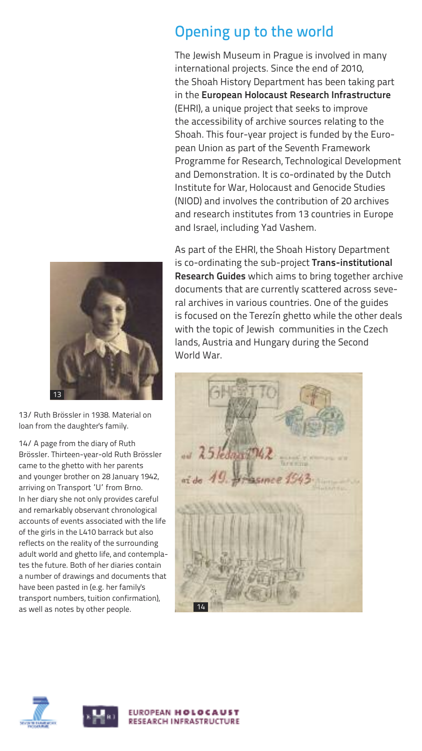## Opening up to the world

The Jewish Museum in Prague is involved in many international projects. Since the end of 2010, the Shoah History Department has been taking part in the **European Holocaust Research Infrastructure** (EHRI), a unique project that seeks to improve the accessibility of archive sources relating to the Shoah. This four-year project is funded by the European Union as part of the Seventh Framework Programme for Research, Technological Development and Demonstration. It is co-ordinated by the Dutch Institute for War, Holocaust and Genocide Studies (NIOD) and involves the contribution of 20 archives and research institutes from 13 countries in Europe and Israel, including Yad Vashem.

As part of the EHRI, the Shoah History Department is co-ordinating the sub-project **Trans-institutional Research Guides** which aims to bring together archive documents that are currently scattered across several archives in various countries. One of the guides is focused on the Terezín ghetto while the other deals with the topic of Jewish communities in the Czech lands, Austria and Hungary during the Second World War.

13/ Ruth Brössler in 1938. Material on loan from the daughter's family.

14/ A page from the diary of Ruth Brössler. Thirteen-year-old Ruth Brössler came to the ghetto with her parents and younger brother on 28 January 1942, arriving on Transport 'U' from Brno. In her diary she not only provides careful and remarkably observant chronological accounts of events associated with the life of the girls in the L410 barrack but also reflects on the reality of the surrounding adult world and ghetto life, and contemplates the future. Both of her diaries contain a number of drawings and documents that have been pasted in (e.g. her family's transport numbers, tuition confirmation), as well as notes by other people.

EUROPEAN HOLOCAUST RESEARCH INFRASTRUCTURE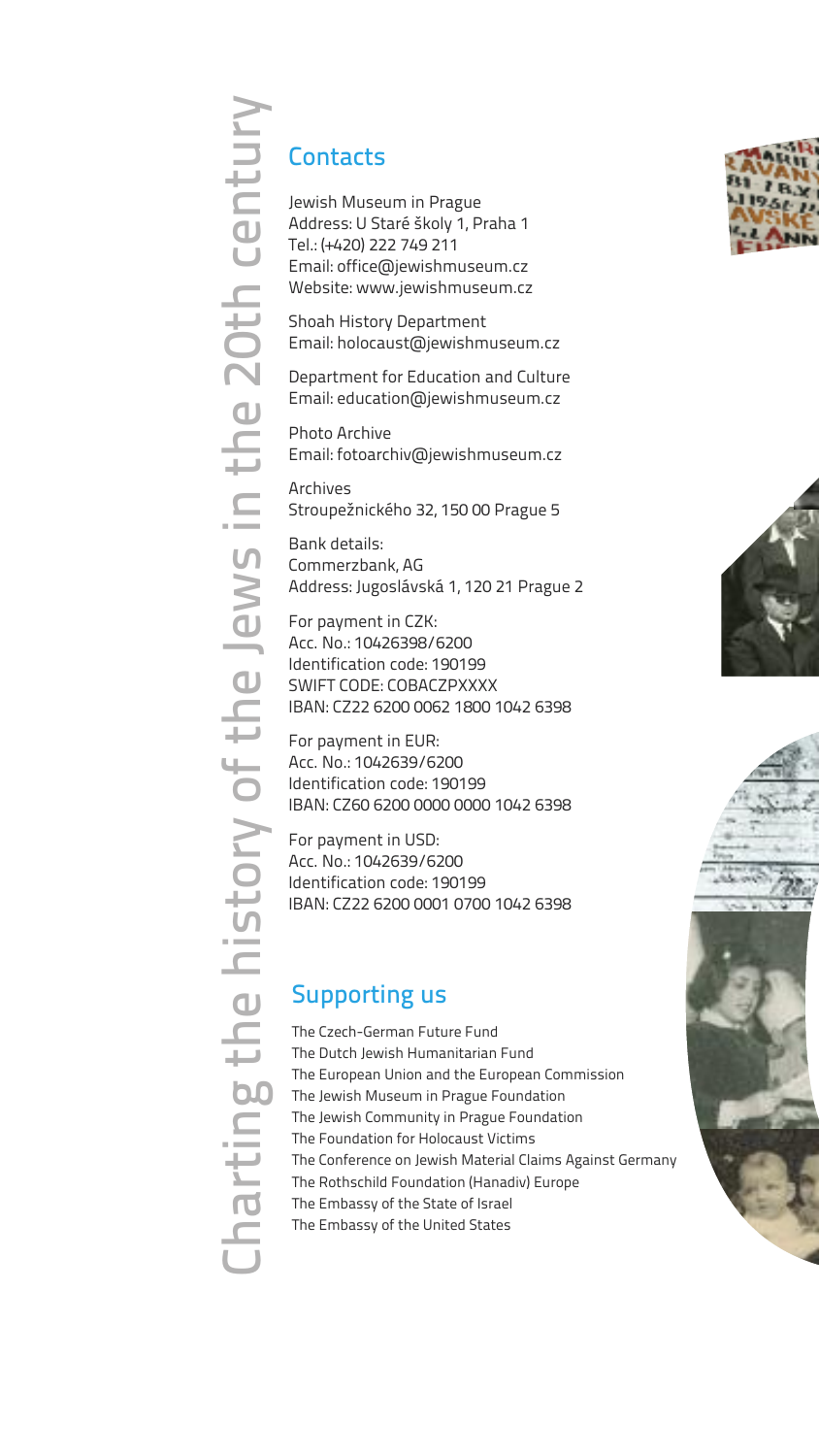# Charting the history of the Jews in the 20th century

## Contacts

Jewish Museum in Prague
Address: U Staré školy 1, Praha 1
Tel.: (+420) 222 749 211
Email: office@jewishmuseum.cz
Website: www.jewishmuseum.cz

Shoah History Department
Email: holocaust@jewishmuseum.cz

Department for Education and Culture
Email: education@jewishmuseum.cz

Photo Archive
Email: fotoarchiv@jewishmuseum.cz

Archives
Stroupežnického 32, 150 00 Prague 5

Bank details:
Commerzbank, AG
Address: Jugoslávská 1, 120 21 Prague 2

For payment in CZK:
Acc. No.: 10426398/6200
Identification code: 190199
SWIFT CODE: COBACZPXXXX
IBAN: CZ22 6200 0062 1800 1042 6398

For payment in EUR:
Acc. No.: 1042639/6200
Identification code: 190199
IBAN: CZ60 6200 0000 0000 1042 6398

For payment in USD:
Acc. No.: 1042639/6200
Identification code: 190199
IBAN: CZ22 6200 0001 0700 1042 6398

## Supporting us

The Czech-German Future Fund
The Dutch Jewish Humanitarian Fund
The European Union and the European Commission
The Jewish Museum in Prague Foundation
The Jewish Community in Prague Foundation
The Foundation for Holocaust Victims
The Conference on Jewish Material Claims Against Germany
The Rothschild Foundation (Hanadiv) Europe
The Embassy of the State of Israel
The Embassy of the United States